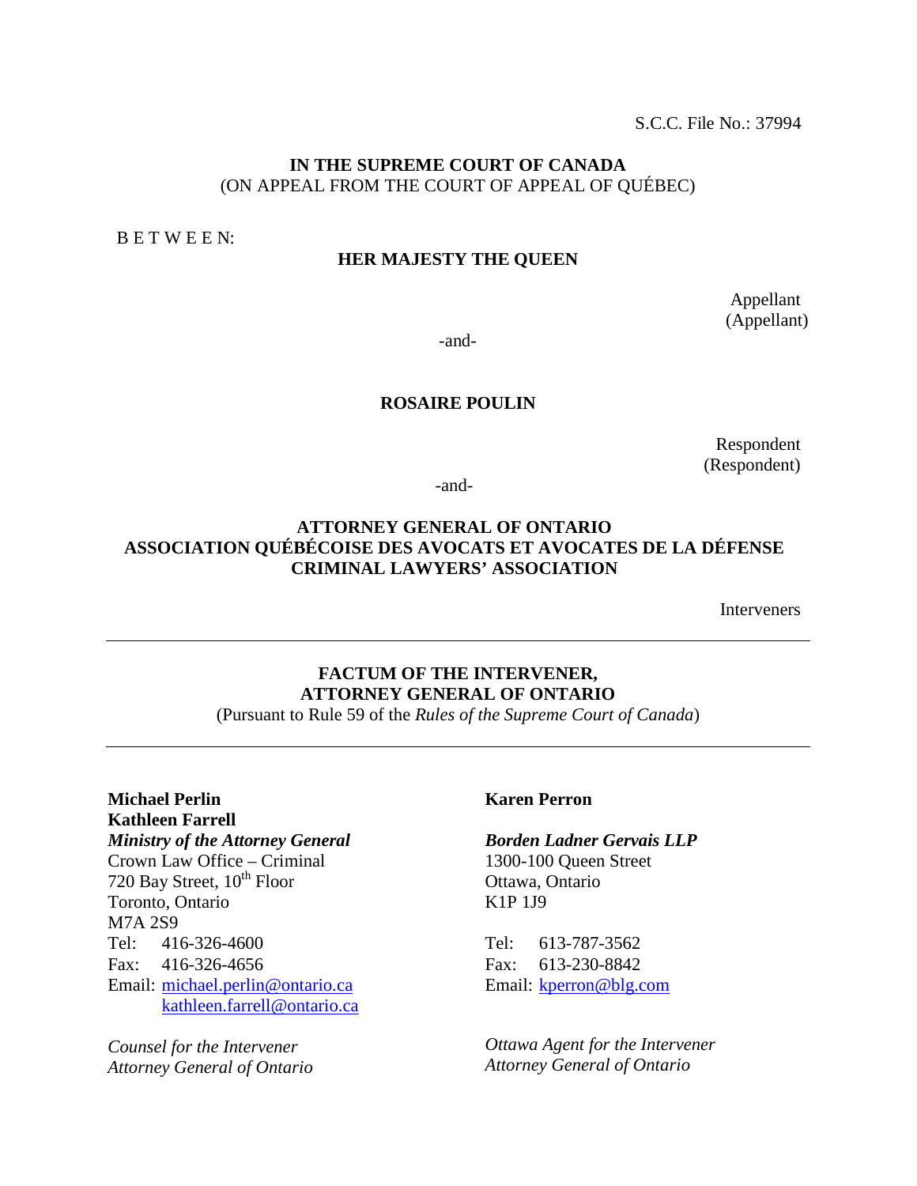S.C.C. File No.: 37994

**IN THE SUPREME COURT OF CANADA**
(ON APPEAL FROM THE COURT OF APPEAL OF QUÉBEC)

B E T W E E N:

**HER MAJESTY THE QUEEN**

Appellant
(Appellant)

-and-

**ROSAIRE POULIN**

Respondent
(Respondent)

-and-

**ATTORNEY GENERAL OF ONTARIO**
**ASSOCIATION QUÉBÉCOISE DES AVOCATS ET AVOCATES DE LA DÉFENSE**
**CRIMINAL LAWYERS' ASSOCIATION**

Interveners

---

**FACTUM OF THE INTERVENER,**
**ATTORNEY GENERAL OF ONTARIO**
(Pursuant to Rule 59 of the *Rules of the Supreme Court of Canada*)

---

**Michael Perlin**
**Kathleen Farrell**
***Ministry of the Attorney General***
Crown Law Office – Criminal
720 Bay Street, 10th Floor
Toronto, Ontario
M7A 2S9
Tel: 416-326-4600
Fax: 416-326-4656
Email: michael.perlin@ontario.ca
kathleen.farrell@ontario.ca

*Counsel for the Intervener*
*Attorney General of Ontario*

**Karen Perron**

***Borden Ladner Gervais LLP***
1300-100 Queen Street
Ottawa, Ontario
K1P 1J9

Tel: 613-787-3562
Fax: 613-230-8842
Email: kperron@blg.com

*Ottawa Agent for the Intervener*
*Attorney General of Ontario*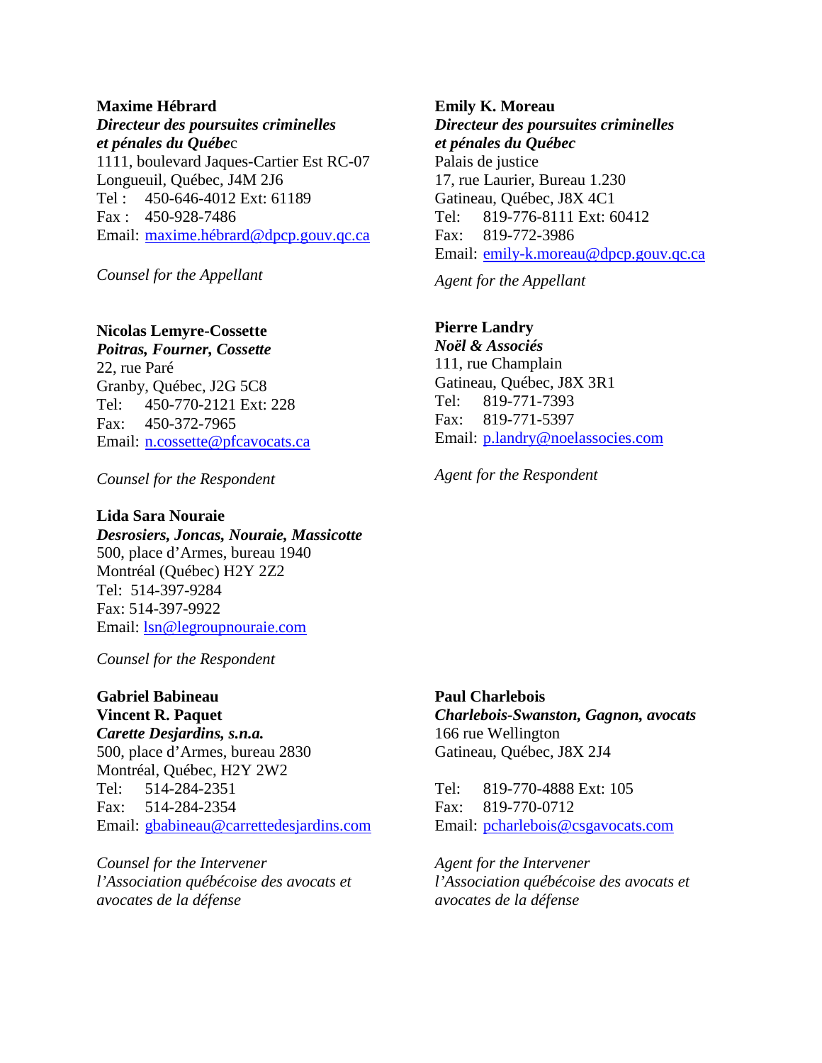**Maxime Hébrard**
***Directeur des poursuites criminelles et pénales du Québe*c**
1111, boulevard Jaques-Cartier Est RC-07
Longueuil, Québec, J4M 2J6
Tel : 450-646-4012 Ext: 61189
Fax : 450-928-7486
Email: maxime.hébrard@dpcp.gouv.qc.ca

*Counsel for the Appellant*

**Emily K. Moreau**
***Directeur des poursuites criminelles et pénales du Québec***
Palais de justice
17, rue Laurier, Bureau 1.230
Gatineau, Québec, J8X 4C1
Tel: 819-776-8111 Ext: 60412
Fax: 819-772-3986
Email: emily-k.moreau@dpcp.gouv.qc.ca

*Agent for the Appellant*

**Nicolas Lemyre-Cossette**
***Poitras, Fourner, Cossette***
22, rue Paré
Granby, Québec, J2G 5C8
Tel: 450-770-2121 Ext: 228
Fax: 450-372-7965
Email: n.cossette@pfcavocats.ca

*Counsel for the Respondent*

**Pierre Landry**
***Noël & Associés***
111, rue Champlain
Gatineau, Québec, J8X 3R1
Tel: 819-771-7393
Fax: 819-771-5397
Email: p.landry@noelassocies.com

*Agent for the Respondent*

**Lida Sara Nouraie**
***Desrosiers, Joncas, Nouraie, Massicotte***
500, place d'Armes, bureau 1940
Montréal (Québec) H2Y 2Z2
Tel: 514-397-9284
Fax: 514-397-9922
Email: lsn@legroupnouraie.com

*Counsel for the Respondent*

**Gabriel Babineau**
**Vincent R. Paquet**
***Carette Desjardins, s.n.a.***
500, place d'Armes, bureau 2830
Montréal, Québec, H2Y 2W2
Tel: 514-284-2351
Fax: 514-284-2354
Email: gbabineau@carrettedesjardins.com

*Counsel for the Intervener l'Association québécoise des avocats et avocates de la défense*

**Paul Charlebois**
***Charlebois-Swanston, Gagnon, avocats***
166 rue Wellington
Gatineau, Québec, J8X 2J4

Tel: 819-770-4888 Ext: 105
Fax: 819-770-0712
Email: pcharlebois@csgavocats.com

*Agent for the Intervener l'Association québécoise des avocats et avocates de la défense*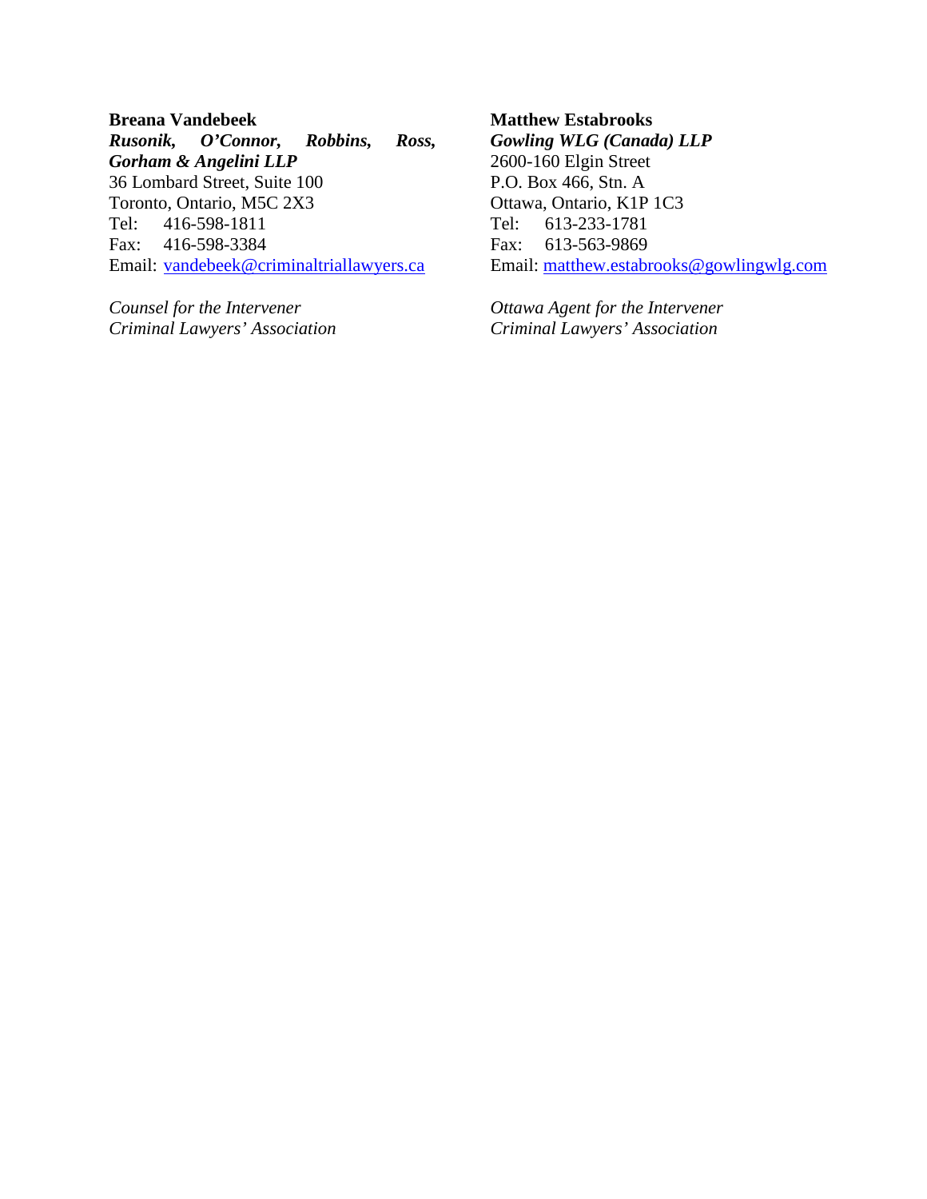**Breana Vandebeek**
***Rusonik, O'Connor, Robbins, Ross, Gorham & Angelini LLP***
36 Lombard Street, Suite 100
Toronto, Ontario, M5C 2X3
Tel: 416-598-1811
Fax: 416-598-3384
Email: vandebeek@criminaltriallawyers.ca

*Counsel for the Intervener*
*Criminal Lawyers' Association*

**Matthew Estabrooks**
***Gowling WLG (Canada) LLP***
2600-160 Elgin Street
P.O. Box 466, Stn. A
Ottawa, Ontario, K1P 1C3
Tel: 613-233-1781
Fax: 613-563-9869
Email: matthew.estabrooks@gowlingwlg.com

*Ottawa Agent for the Intervener*
*Criminal Lawyers' Association*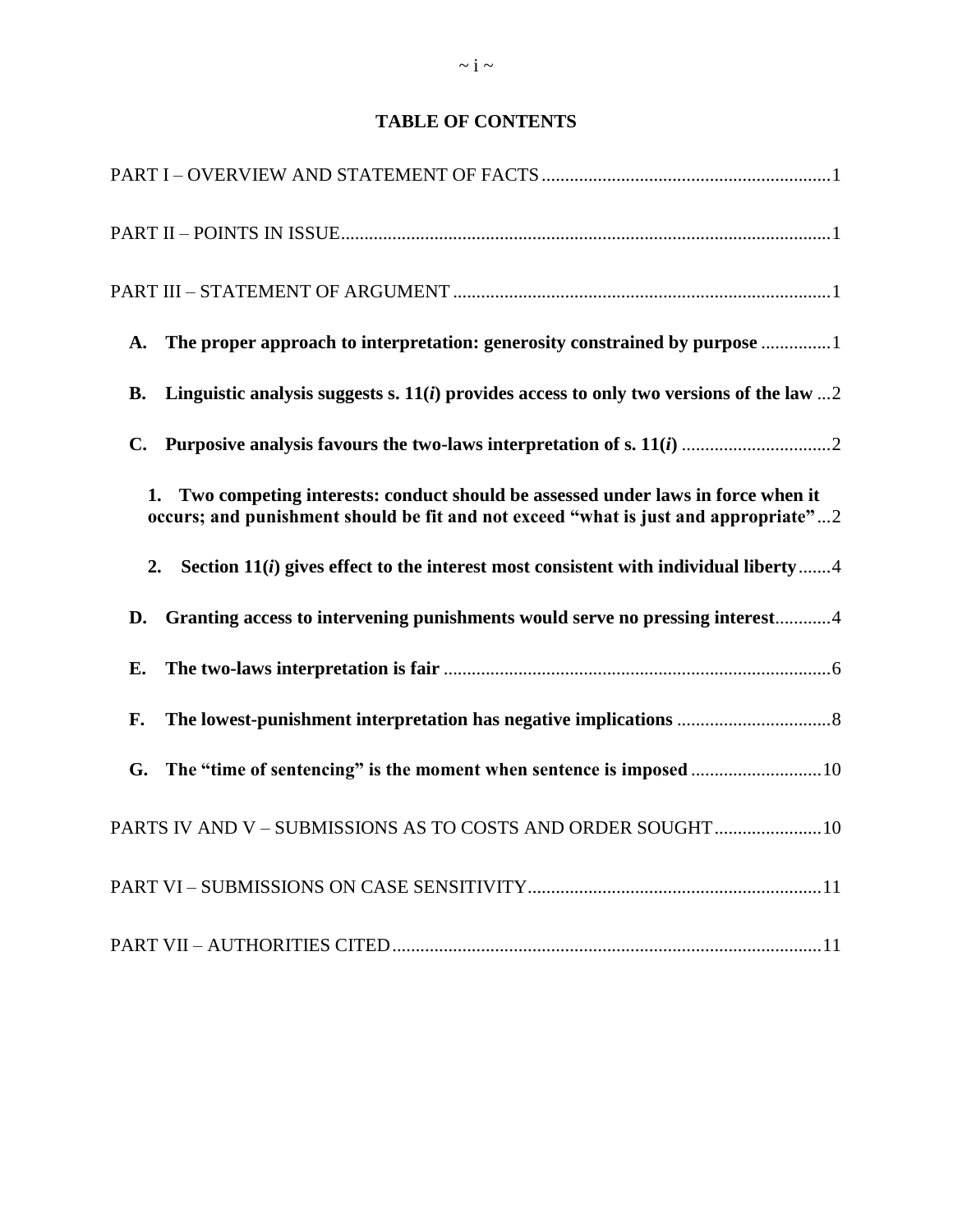# TABLE OF CONTENTS

PART I – OVERVIEW AND STATEMENT OF FACTS .............................................................1

PART II – POINTS IN ISSUE.........................................................................................................1

PART III – STATEMENT OF ARGUMENT .................................................................................1

**A. The proper approach to interpretation: generosity constrained by purpose** ..............1

**B. Linguistic analysis suggests s. 11(*i*) provides access to only two versions of the law** ...2

**C. Purposive analysis favours the two-laws interpretation of s. 11(*i*)** ................................2

**1. Two competing interests: conduct should be assessed under laws in force when it occurs; and punishment should be fit and not exceed "what is just and appropriate"** ...2

**2. Section 11(*i*) gives effect to the interest most consistent with individual liberty**.......4

**D. Granting access to intervening punishments would serve no pressing interest**...........4

**E. The two-laws interpretation is fair** ..................................................................................6

**F. The lowest-punishment interpretation has negative implications** .................................8

**G. The "time of sentencing" is the moment when sentence is imposed** ............................10

PARTS IV AND V – SUBMISSIONS AS TO COSTS AND ORDER SOUGHT.......................10

PART VI – SUBMISSIONS ON CASE SENSITIVITY..............................................................11

PART VII – AUTHORITIES CITED...........................................................................................11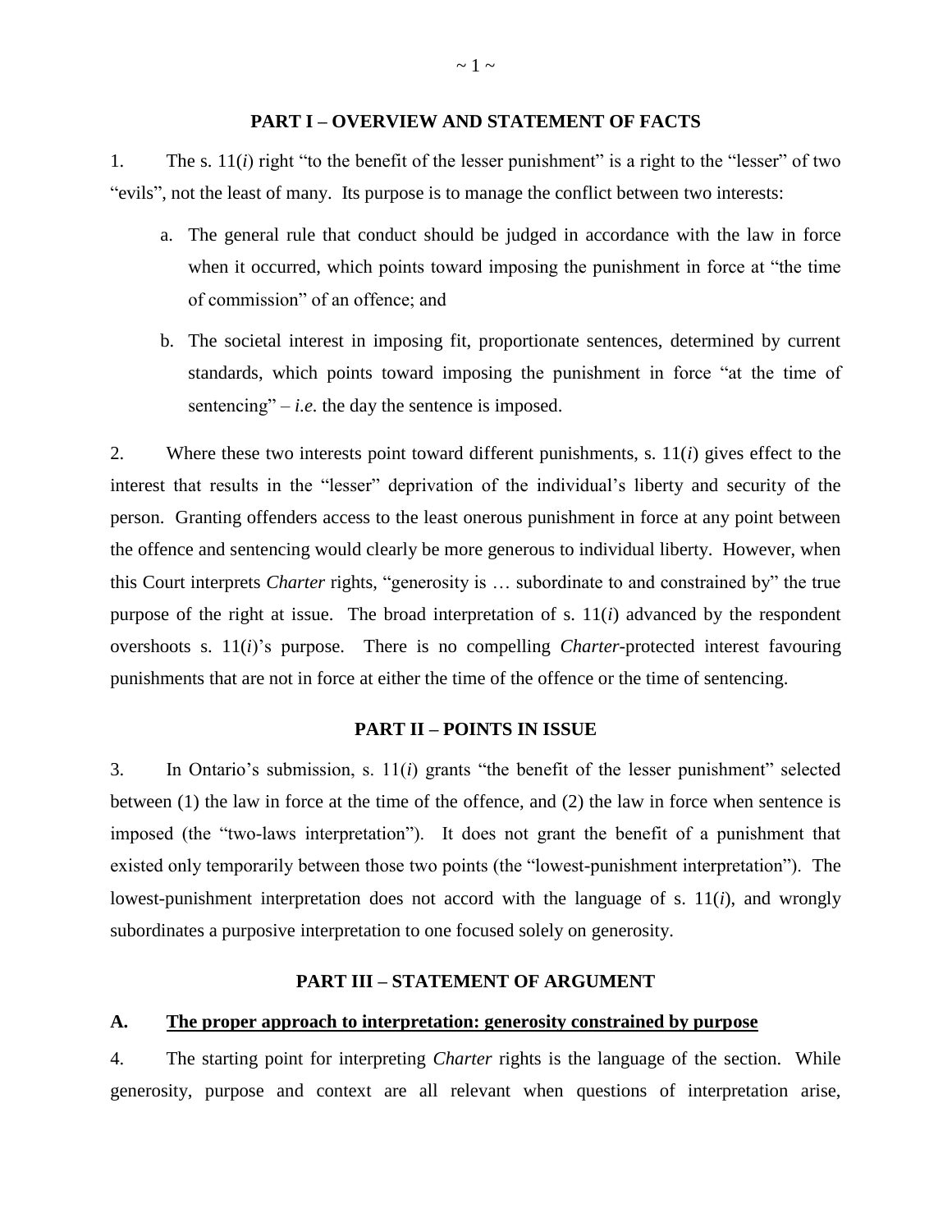## PART I – OVERVIEW AND STATEMENT OF FACTS

1. The s. 11(*i*) right "to the benefit of the lesser punishment" is a right to the "lesser" of two "evils", not the least of many. Its purpose is to manage the conflict between two interests:

   a. The general rule that conduct should be judged in accordance with the law in force when it occurred, which points toward imposing the punishment in force at "the time of commission" of an offence; and

   b. The societal interest in imposing fit, proportionate sentences, determined by current standards, which points toward imposing the punishment in force "at the time of sentencing" – *i.e.* the day the sentence is imposed.

2. Where these two interests point toward different punishments, s. 11(*i*) gives effect to the interest that results in the "lesser" deprivation of the individual's liberty and security of the person. Granting offenders access to the least onerous punishment in force at any point between the offence and sentencing would clearly be more generous to individual liberty. However, when this Court interprets *Charter* rights, "generosity is … subordinate to and constrained by" the true purpose of the right at issue. The broad interpretation of s. 11(*i*) advanced by the respondent overshoots s. 11(*i*)'s purpose. There is no compelling *Charter*-protected interest favouring punishments that are not in force at either the time of the offence or the time of sentencing.

## PART II – POINTS IN ISSUE

3. In Ontario's submission, s. 11(*i*) grants "the benefit of the lesser punishment" selected between (1) the law in force at the time of the offence, and (2) the law in force when sentence is imposed (the "two-laws interpretation"). It does not grant the benefit of a punishment that existed only temporarily between those two points (the "lowest-punishment interpretation"). The lowest-punishment interpretation does not accord with the language of s. 11(*i*), and wrongly subordinates a purposive interpretation to one focused solely on generosity.

## PART III – STATEMENT OF ARGUMENT

### A. <u>The proper approach to interpretation: generosity constrained by purpose</u>

4. The starting point for interpreting *Charter* rights is the language of the section. While generosity, purpose and context are all relevant when questions of interpretation arise,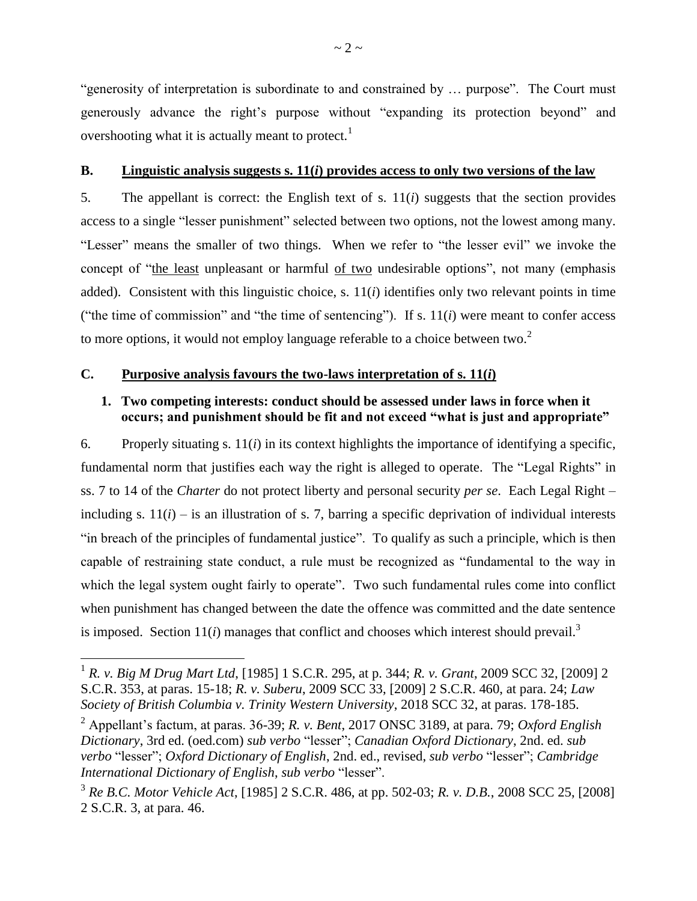"generosity of interpretation is subordinate to and constrained by … purpose". The Court must generously advance the right's purpose without "expanding its protection beyond" and overshooting what it is actually meant to protect.[1]

## B. Linguistic analysis suggests s. 11(*i*) provides access to only two versions of the law

5. The appellant is correct: the English text of s. 11(*i*) suggests that the section provides access to a single "lesser punishment" selected between two options, not the lowest among many. "Lesser" means the smaller of two things. When we refer to "the lesser evil" we invoke the concept of "the least unpleasant or harmful of two undesirable options", not many (emphasis added). Consistent with this linguistic choice, s. 11(*i*) identifies only two relevant points in time ("the time of commission" and "the time of sentencing"). If s. 11(*i*) were meant to confer access to more options, it would not employ language referable to a choice between two.[2]

## C. Purposive analysis favours the two-laws interpretation of s. 11(*i*)

### 1. Two competing interests: conduct should be assessed under laws in force when it occurs; and punishment should be fit and not exceed "what is just and appropriate"

6. Properly situating s. 11(*i*) in its context highlights the importance of identifying a specific, fundamental norm that justifies each way the right is alleged to operate. The "Legal Rights" in ss. 7 to 14 of the *Charter* do not protect liberty and personal security *per se*. Each Legal Right – including s. 11(*i*) – is an illustration of s. 7, barring a specific deprivation of individual interests "in breach of the principles of fundamental justice". To qualify as such a principle, which is then capable of restraining state conduct, a rule must be recognized as "fundamental to the way in which the legal system ought fairly to operate". Two such fundamental rules come into conflict when punishment has changed between the date the offence was committed and the date sentence is imposed. Section 11(*i*) manages that conflict and chooses which interest should prevail.[3]

---

[1] *R. v. Big M Drug Mart Ltd*, [1985] 1 S.C.R. 295, at p. 344; *R. v. Grant*, 2009 SCC 32, [2009] 2 S.C.R. 353, at paras. 15-18; *R. v. Suberu*, 2009 SCC 33, [2009] 2 S.C.R. 460, at para. 24; *Law Society of British Columbia v. Trinity Western University*, 2018 SCC 32, at paras. 178-185.

[2] Appellant's factum, at paras. 36-39; *R. v. Bent*, 2017 ONSC 3189, at para. 79; *Oxford English Dictionary*, 3rd ed. (oed.com) *sub verbo* "lesser"; *Canadian Oxford Dictionary*, 2nd. ed. *sub verbo* "lesser"; *Oxford Dictionary of English*, 2nd. ed., revised, *sub verbo* "lesser"; *Cambridge International Dictionary of English*, *sub verbo* "lesser".

[3] *Re B.C. Motor Vehicle Act*, [1985] 2 S.C.R. 486, at pp. 502-03; *R. v. D.B.*, 2008 SCC 25, [2008] 2 S.C.R. 3, at para. 46.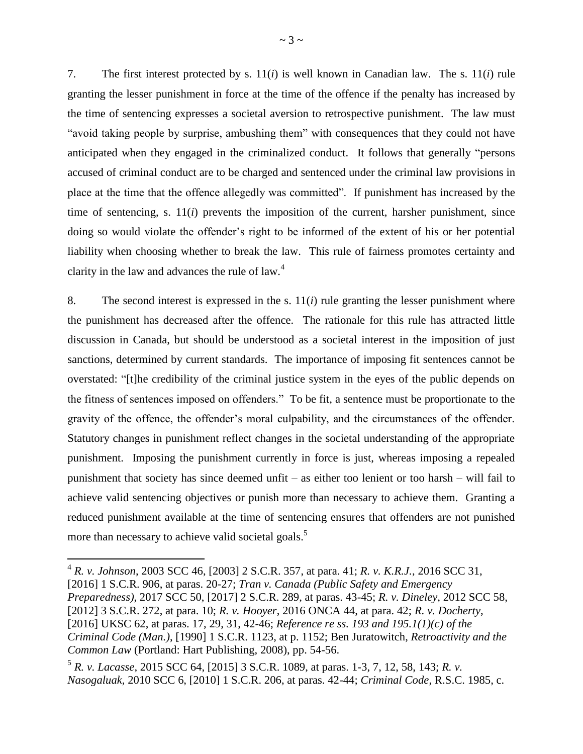7. The first interest protected by s. 11(*i*) is well known in Canadian law. The s. 11(*i*) rule granting the lesser punishment in force at the time of the offence if the penalty has increased by the time of sentencing expresses a societal aversion to retrospective punishment. The law must "avoid taking people by surprise, ambushing them" with consequences that they could not have anticipated when they engaged in the criminalized conduct. It follows that generally "persons accused of criminal conduct are to be charged and sentenced under the criminal law provisions in place at the time that the offence allegedly was committed". If punishment has increased by the time of sentencing, s. 11(*i*) prevents the imposition of the current, harsher punishment, since doing so would violate the offender's right to be informed of the extent of his or her potential liability when choosing whether to break the law. This rule of fairness promotes certainty and clarity in the law and advances the rule of law.[4]

8. The second interest is expressed in the s. 11(*i*) rule granting the lesser punishment where the punishment has decreased after the offence. The rationale for this rule has attracted little discussion in Canada, but should be understood as a societal interest in the imposition of just sanctions, determined by current standards. The importance of imposing fit sentences cannot be overstated: "[t]he credibility of the criminal justice system in the eyes of the public depends on the fitness of sentences imposed on offenders." To be fit, a sentence must be proportionate to the gravity of the offence, the offender's moral culpability, and the circumstances of the offender. Statutory changes in punishment reflect changes in the societal understanding of the appropriate punishment. Imposing the punishment currently in force is just, whereas imposing a repealed punishment that society has since deemed unfit – as either too lenient or too harsh – will fail to achieve valid sentencing objectives or punish more than necessary to achieve them. Granting a reduced punishment available at the time of sentencing ensures that offenders are not punished more than necessary to achieve valid societal goals.[5]

---

[4] *R. v. Johnson*, 2003 SCC 46, [2003] 2 S.C.R. 357, at para. 41; *R. v. K.R.J.*, 2016 SCC 31, [2016] 1 S.C.R. 906, at paras. 20-27; *Tran v. Canada (Public Safety and Emergency Preparedness)*, 2017 SCC 50, [2017] 2 S.C.R. 289, at paras. 43-45; *R. v. Dineley*, 2012 SCC 58, [2012] 3 S.C.R. 272, at para. 10; *R. v. Hooyer*, 2016 ONCA 44, at para. 42; *R. v. Docherty*, [2016] UKSC 62, at paras. 17, 29, 31, 42-46; *Reference re ss. 193 and 195.1(1)(c) of the Criminal Code (Man.)*, [1990] 1 S.C.R. 1123, at p. 1152; Ben Juratowitch, *Retroactivity and the Common Law* (Portland: Hart Publishing, 2008), pp. 54-56.

[5] *R. v. Lacasse*, 2015 SCC 64, [2015] 3 S.C.R. 1089, at paras. 1-3, 7, 12, 58, 143; *R. v. Nasogaluak*, 2010 SCC 6, [2010] 1 S.C.R. 206, at paras. 42-44; *Criminal Code*, R.S.C. 1985, c.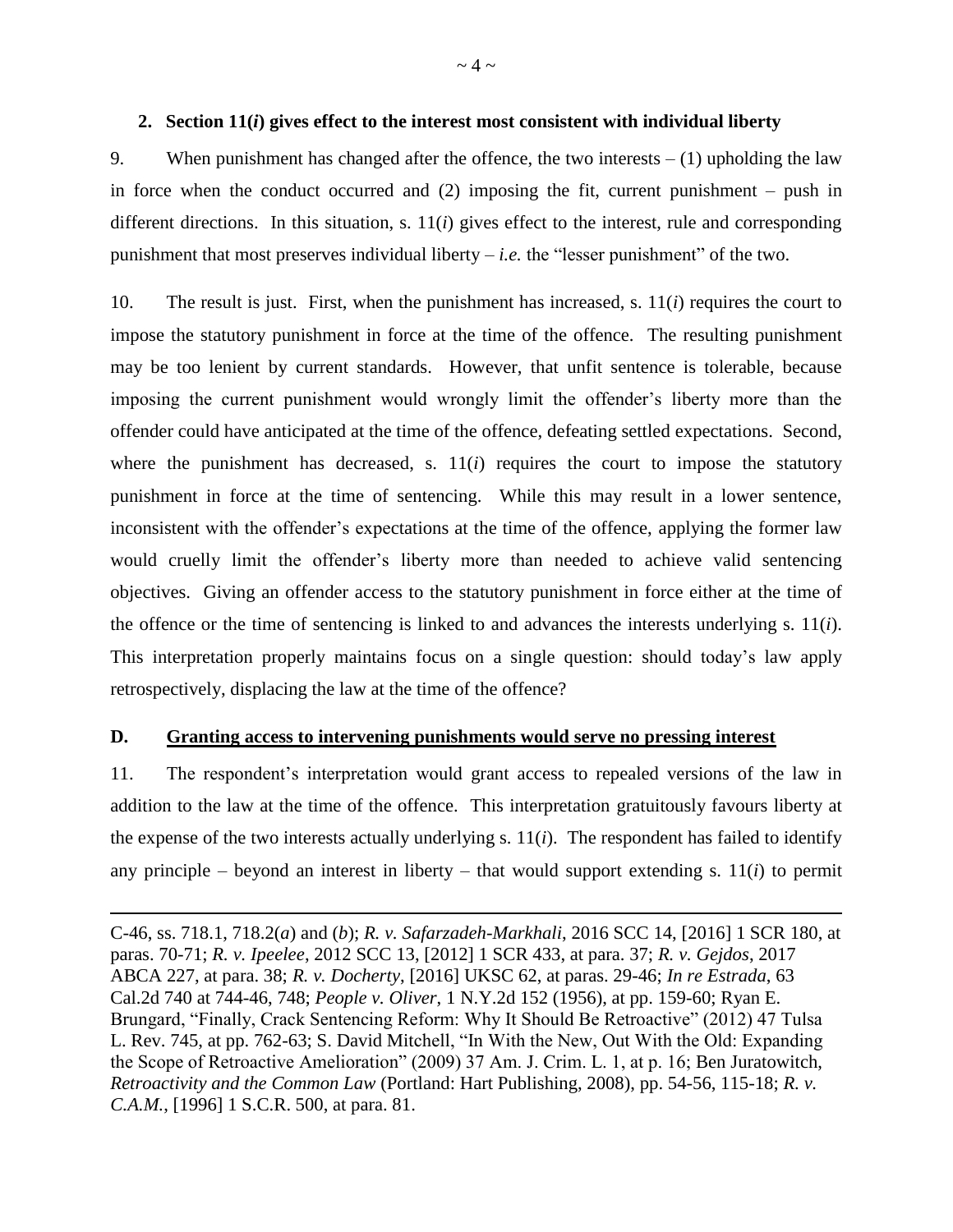### 2. Section 11(*i*) gives effect to the interest most consistent with individual liberty

9. When punishment has changed after the offence, the two interests – (1) upholding the law in force when the conduct occurred and (2) imposing the fit, current punishment – push in different directions. In this situation, s. 11(*i*) gives effect to the interest, rule and corresponding punishment that most preserves individual liberty – *i.e.* the "lesser punishment" of the two.

10. The result is just. First, when the punishment has increased, s. 11(*i*) requires the court to impose the statutory punishment in force at the time of the offence. The resulting punishment may be too lenient by current standards. However, that unfit sentence is tolerable, because imposing the current punishment would wrongly limit the offender's liberty more than the offender could have anticipated at the time of the offence, defeating settled expectations. Second, where the punishment has decreased, s. 11(*i*) requires the court to impose the statutory punishment in force at the time of sentencing. While this may result in a lower sentence, inconsistent with the offender's expectations at the time of the offence, applying the former law would cruelly limit the offender's liberty more than needed to achieve valid sentencing objectives. Giving an offender access to the statutory punishment in force either at the time of the offence or the time of sentencing is linked to and advances the interests underlying s. 11(*i*). This interpretation properly maintains focus on a single question: should today's law apply retrospectively, displacing the law at the time of the offence?

## D. Granting access to intervening punishments would serve no pressing interest

11. The respondent's interpretation would grant access to repealed versions of the law in addition to the law at the time of the offence. This interpretation gratuitously favours liberty at the expense of the two interests actually underlying s. 11(*i*). The respondent has failed to identify any principle – beyond an interest in liberty – that would support extending s. 11(*i*) to permit

---

C-46, ss. 718.1, 718.2(*a*) and (*b*); *R. v. Safarzadeh-Markhali*, 2016 SCC 14, [2016] 1 SCR 180, at paras. 70-71; *R. v. Ipeelee*, 2012 SCC 13, [2012] 1 SCR 433, at para. 37; *R. v. Gejdos*, 2017 ABCA 227, at para. 38; *R. v. Docherty*, [2016] UKSC 62, at paras. 29-46; *In re Estrada*, 63 Cal.2d 740 at 744-46, 748; *People v. Oliver*, 1 N.Y.2d 152 (1956), at pp. 159-60; Ryan E. Brungard, "Finally, Crack Sentencing Reform: Why It Should Be Retroactive" (2012) 47 Tulsa L. Rev. 745, at pp. 762-63; S. David Mitchell, "In With the New, Out With the Old: Expanding the Scope of Retroactive Amelioration" (2009) 37 Am. J. Crim. L. 1, at p. 16; Ben Juratowitch, *Retroactivity and the Common Law* (Portland: Hart Publishing, 2008), pp. 54-56, 115-18; *R. v. C.A.M.*, [1996] 1 S.C.R. 500, at para. 81.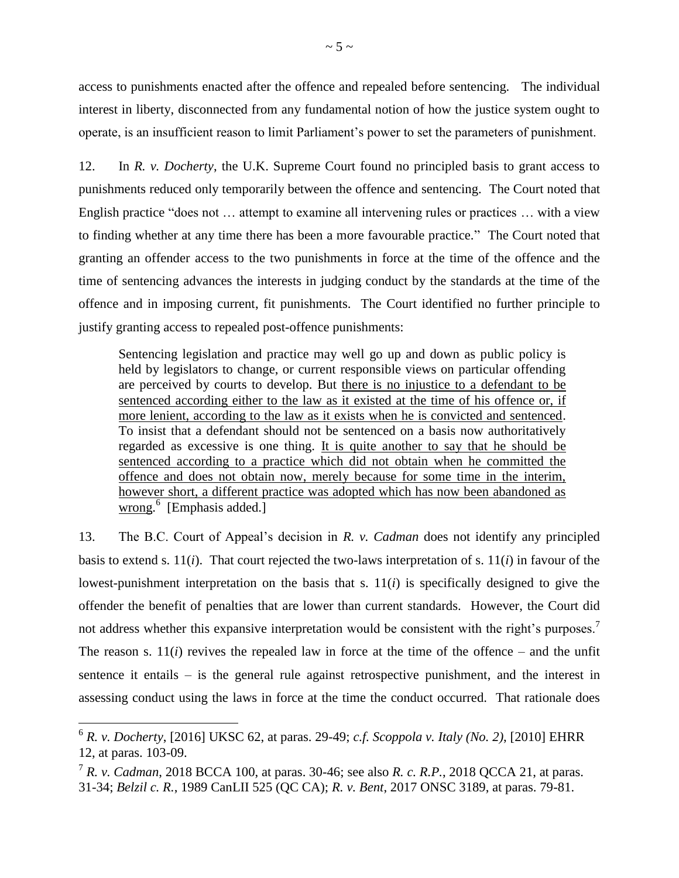access to punishments enacted after the offence and repealed before sentencing. The individual interest in liberty, disconnected from any fundamental notion of how the justice system ought to operate, is an insufficient reason to limit Parliament's power to set the parameters of punishment.

12. In *R. v. Docherty*, the U.K. Supreme Court found no principled basis to grant access to punishments reduced only temporarily between the offence and sentencing. The Court noted that English practice "does not … attempt to examine all intervening rules or practices … with a view to finding whether at any time there has been a more favourable practice." The Court noted that granting an offender access to the two punishments in force at the time of the offence and the time of sentencing advances the interests in judging conduct by the standards at the time of the offence and in imposing current, fit punishments. The Court identified no further principle to justify granting access to repealed post-offence punishments:

> Sentencing legislation and practice may well go up and down as public policy is held by legislators to change, or current responsible views on particular offending are perceived by courts to develop. But <u>there is no injustice to a defendant to be sentenced according either to the law as it existed at the time of his offence or, if more lenient, according to the law as it exists when he is convicted and sentenced</u>. To insist that a defendant should not be sentenced on a basis now authoritatively regarded as excessive is one thing. <u>It is quite another to say that he should be sentenced according to a practice which did not obtain when he committed the offence and does not obtain now, merely because for some time in the interim, however short, a different practice was adopted which has now been abandoned as wrong</u>.[6] [Emphasis added.]

13. The B.C. Court of Appeal's decision in *R. v. Cadman* does not identify any principled basis to extend s. 11(*i*). That court rejected the two-laws interpretation of s. 11(*i*) in favour of the lowest-punishment interpretation on the basis that s. 11(*i*) is specifically designed to give the offender the benefit of penalties that are lower than current standards. However, the Court did not address whether this expansive interpretation would be consistent with the right's purposes.[7] The reason s. 11(*i*) revives the repealed law in force at the time of the offence – and the unfit sentence it entails – is the general rule against retrospective punishment, and the interest in assessing conduct using the laws in force at the time the conduct occurred. That rationale does

---

[6] *R. v. Docherty*, [2016] UKSC 62, at paras. 29-49; *c.f. Scoppola v. Italy (No. 2)*, [2010] EHRR 12, at paras. 103-09.

[7] *R. v. Cadman*, 2018 BCCA 100, at paras. 30-46; see also *R. c. R.P.*, 2018 QCCA 21, at paras. 31-34; *Belzil c. R.*, 1989 CanLII 525 (QC CA); *R. v. Bent*, 2017 ONSC 3189, at paras. 79-81.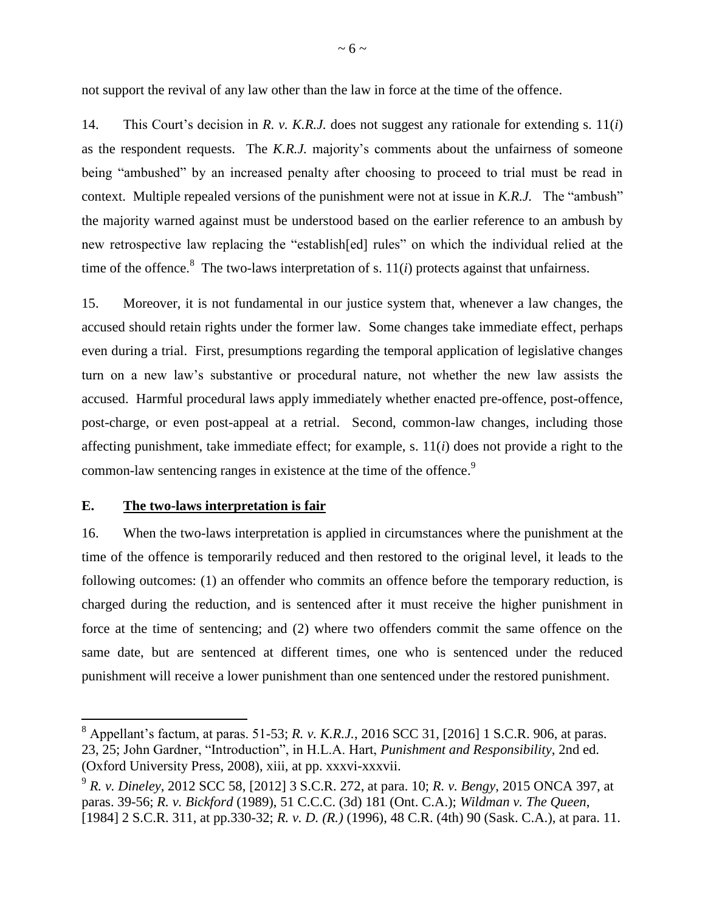not support the revival of any law other than the law in force at the time of the offence.

14. This Court's decision in *R. v. K.R.J.* does not suggest any rationale for extending s. 11(*i*) as the respondent requests. The *K.R.J.* majority's comments about the unfairness of someone being "ambushed" by an increased penalty after choosing to proceed to trial must be read in context. Multiple repealed versions of the punishment were not at issue in *K.R.J.* The "ambush" the majority warned against must be understood based on the earlier reference to an ambush by new retrospective law replacing the "establish[ed] rules" on which the individual relied at the time of the offence.[8] The two-laws interpretation of s. 11(*i*) protects against that unfairness.

15. Moreover, it is not fundamental in our justice system that, whenever a law changes, the accused should retain rights under the former law. Some changes take immediate effect, perhaps even during a trial. First, presumptions regarding the temporal application of legislative changes turn on a new law's substantive or procedural nature, not whether the new law assists the accused. Harmful procedural laws apply immediately whether enacted pre-offence, post-offence, post-charge, or even post-appeal at a retrial. Second, common-law changes, including those affecting punishment, take immediate effect; for example, s. 11(*i*) does not provide a right to the common-law sentencing ranges in existence at the time of the offence.[9]

## E. The two-laws interpretation is fair

16. When the two-laws interpretation is applied in circumstances where the punishment at the time of the offence is temporarily reduced and then restored to the original level, it leads to the following outcomes: (1) an offender who commits an offence before the temporary reduction, is charged during the reduction, and is sentenced after it must receive the higher punishment in force at the time of sentencing; and (2) where two offenders commit the same offence on the same date, but are sentenced at different times, one who is sentenced under the reduced punishment will receive a lower punishment than one sentenced under the restored punishment.

---

[8] Appellant's factum, at paras. 51-53; *R. v. K.R.J.*, 2016 SCC 31, [2016] 1 S.C.R. 906, at paras. 23, 25; John Gardner, "Introduction", in H.L.A. Hart, *Punishment and Responsibility*, 2nd ed. (Oxford University Press, 2008), xiii, at pp. xxxvi-xxxvii.

[9] *R. v. Dineley*, 2012 SCC 58, [2012] 3 S.C.R. 272, at para. 10; *R. v. Bengy*, 2015 ONCA 397, at paras. 39-56; *R. v. Bickford* (1989), 51 C.C.C. (3d) 181 (Ont. C.A.); *Wildman v. The Queen*, [1984] 2 S.C.R. 311, at pp.330-32; *R. v. D. (R.)* (1996), 48 C.R. (4th) 90 (Sask. C.A.), at para. 11.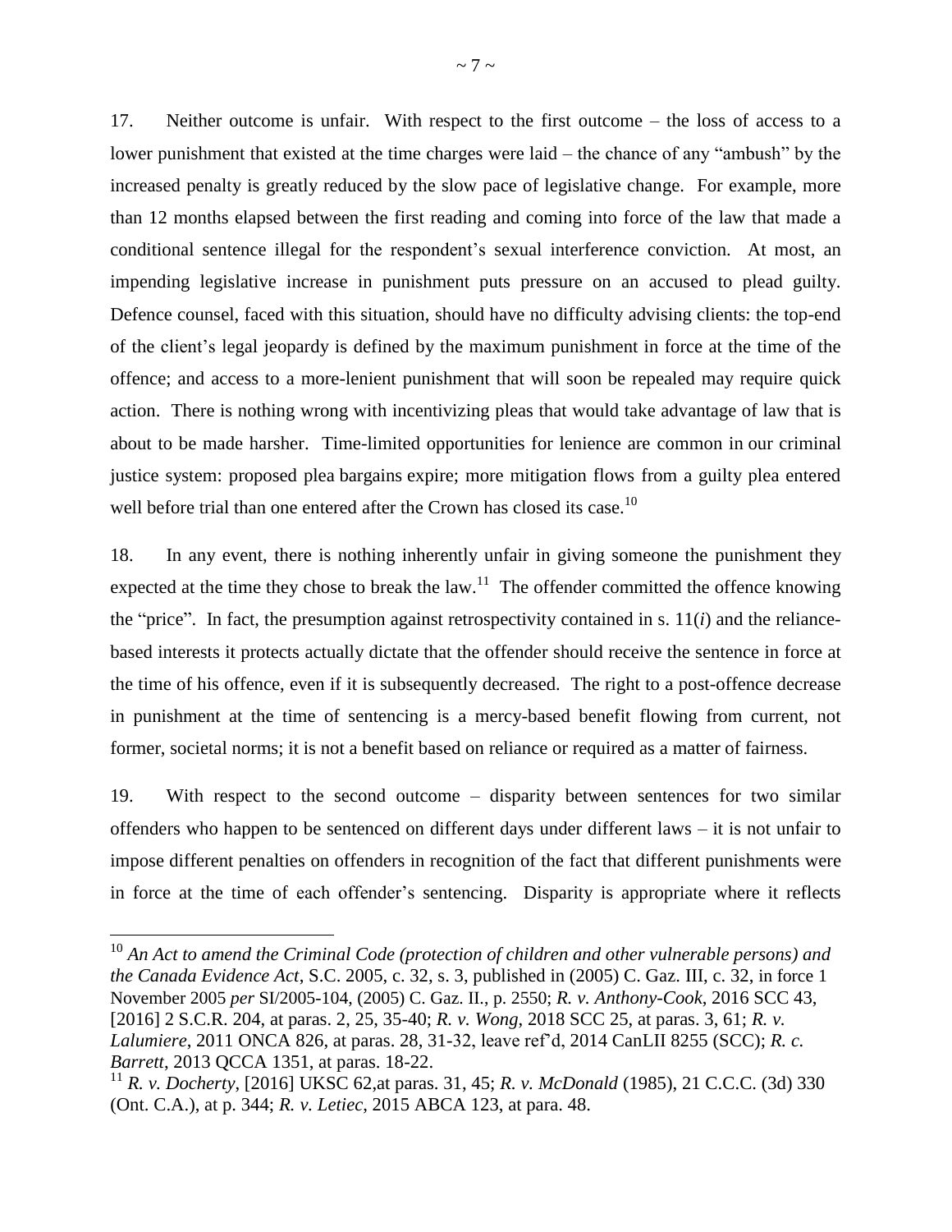17. Neither outcome is unfair. With respect to the first outcome – the loss of access to a lower punishment that existed at the time charges were laid – the chance of any "ambush" by the increased penalty is greatly reduced by the slow pace of legislative change. For example, more than 12 months elapsed between the first reading and coming into force of the law that made a conditional sentence illegal for the respondent's sexual interference conviction. At most, an impending legislative increase in punishment puts pressure on an accused to plead guilty. Defence counsel, faced with this situation, should have no difficulty advising clients: the top-end of the client's legal jeopardy is defined by the maximum punishment in force at the time of the offence; and access to a more-lenient punishment that will soon be repealed may require quick action. There is nothing wrong with incentivizing pleas that would take advantage of law that is about to be made harsher. Time-limited opportunities for lenience are common in our criminal justice system: proposed plea bargains expire; more mitigation flows from a guilty plea entered well before trial than one entered after the Crown has closed its case.[10]

18. In any event, there is nothing inherently unfair in giving someone the punishment they expected at the time they chose to break the law.[11] The offender committed the offence knowing the "price". In fact, the presumption against retrospectivity contained in s. 11(*i*) and the reliance-based interests it protects actually dictate that the offender should receive the sentence in force at the time of his offence, even if it is subsequently decreased. The right to a post-offence decrease in punishment at the time of sentencing is a mercy-based benefit flowing from current, not former, societal norms; it is not a benefit based on reliance or required as a matter of fairness.

19. With respect to the second outcome – disparity between sentences for two similar offenders who happen to be sentenced on different days under different laws – it is not unfair to impose different penalties on offenders in recognition of the fact that different punishments were in force at the time of each offender's sentencing. Disparity is appropriate where it reflects

---

[10] *An Act to amend the Criminal Code (protection of children and other vulnerable persons) and the Canada Evidence Act*, S.C. 2005, c. 32, s. 3, published in (2005) C. Gaz. III, c. 32, in force 1 November 2005 *per* SI/2005-104, (2005) C. Gaz. II., p. 2550; *R. v. Anthony-Cook*, 2016 SCC 43, [2016] 2 S.C.R. 204, at paras. 2, 25, 35-40; *R. v. Wong*, 2018 SCC 25, at paras. 3, 61; *R. v. Lalumiere*, 2011 ONCA 826, at paras. 28, 31-32, leave ref'd, 2014 CanLII 8255 (SCC); *R. c. Barrett*, 2013 QCCA 1351, at paras. 18-22.

[11] *R. v. Docherty*, [2016] UKSC 62,at paras. 31, 45; *R. v. McDonald* (1985), 21 C.C.C. (3d) 330 (Ont. C.A.), at p. 344; *R. v. Letiec*, 2015 ABCA 123, at para. 48.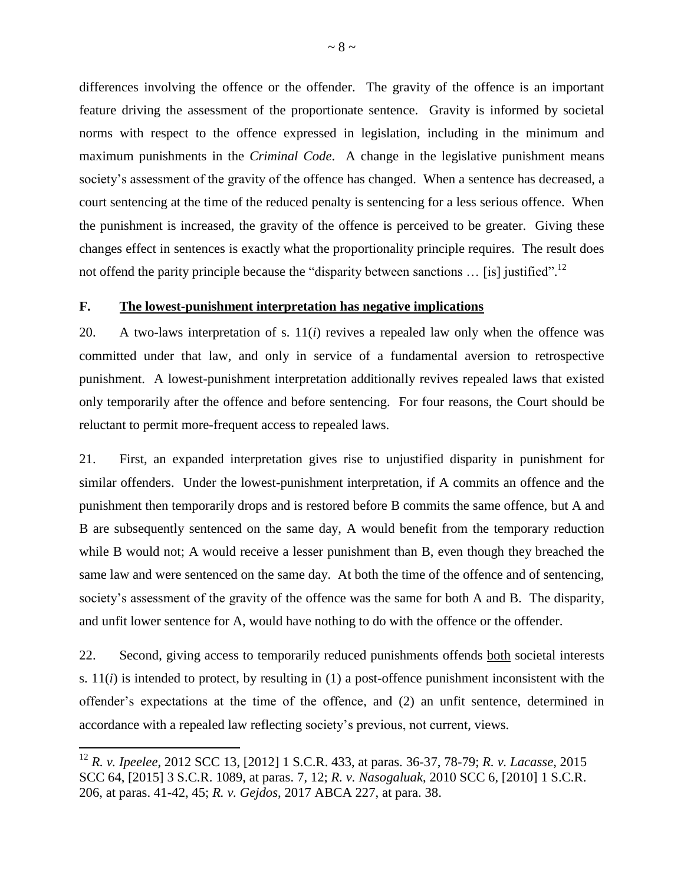differences involving the offence or the offender. The gravity of the offence is an important feature driving the assessment of the proportionate sentence. Gravity is informed by societal norms with respect to the offence expressed in legislation, including in the minimum and maximum punishments in the *Criminal Code*. A change in the legislative punishment means society's assessment of the gravity of the offence has changed. When a sentence has decreased, a court sentencing at the time of the reduced penalty is sentencing for a less serious offence. When the punishment is increased, the gravity of the offence is perceived to be greater. Giving these changes effect in sentences is exactly what the proportionality principle requires. The result does not offend the parity principle because the "disparity between sanctions … [is] justified".[12]

## F. The lowest-punishment interpretation has negative implications

20. A two-laws interpretation of s. 11(*i*) revives a repealed law only when the offence was committed under that law, and only in service of a fundamental aversion to retrospective punishment. A lowest-punishment interpretation additionally revives repealed laws that existed only temporarily after the offence and before sentencing. For four reasons, the Court should be reluctant to permit more-frequent access to repealed laws.

21. First, an expanded interpretation gives rise to unjustified disparity in punishment for similar offenders. Under the lowest-punishment interpretation, if A commits an offence and the punishment then temporarily drops and is restored before B commits the same offence, but A and B are subsequently sentenced on the same day, A would benefit from the temporary reduction while B would not; A would receive a lesser punishment than B, even though they breached the same law and were sentenced on the same day. At both the time of the offence and of sentencing, society's assessment of the gravity of the offence was the same for both A and B. The disparity, and unfit lower sentence for A, would have nothing to do with the offence or the offender.

22. Second, giving access to temporarily reduced punishments offends <u>both</u> societal interests s. 11(*i*) is intended to protect, by resulting in (1) a post-offence punishment inconsistent with the offender's expectations at the time of the offence, and (2) an unfit sentence, determined in accordance with a repealed law reflecting society's previous, not current, views.

---

[12] *R. v. Ipeelee*, 2012 SCC 13, [2012] 1 S.C.R. 433, at paras. 36-37, 78-79; *R. v. Lacasse*, 2015 SCC 64, [2015] 3 S.C.R. 1089, at paras. 7, 12; *R. v. Nasogaluak*, 2010 SCC 6, [2010] 1 S.C.R. 206, at paras. 41-42, 45; *R. v. Gejdos*, 2017 ABCA 227, at para. 38.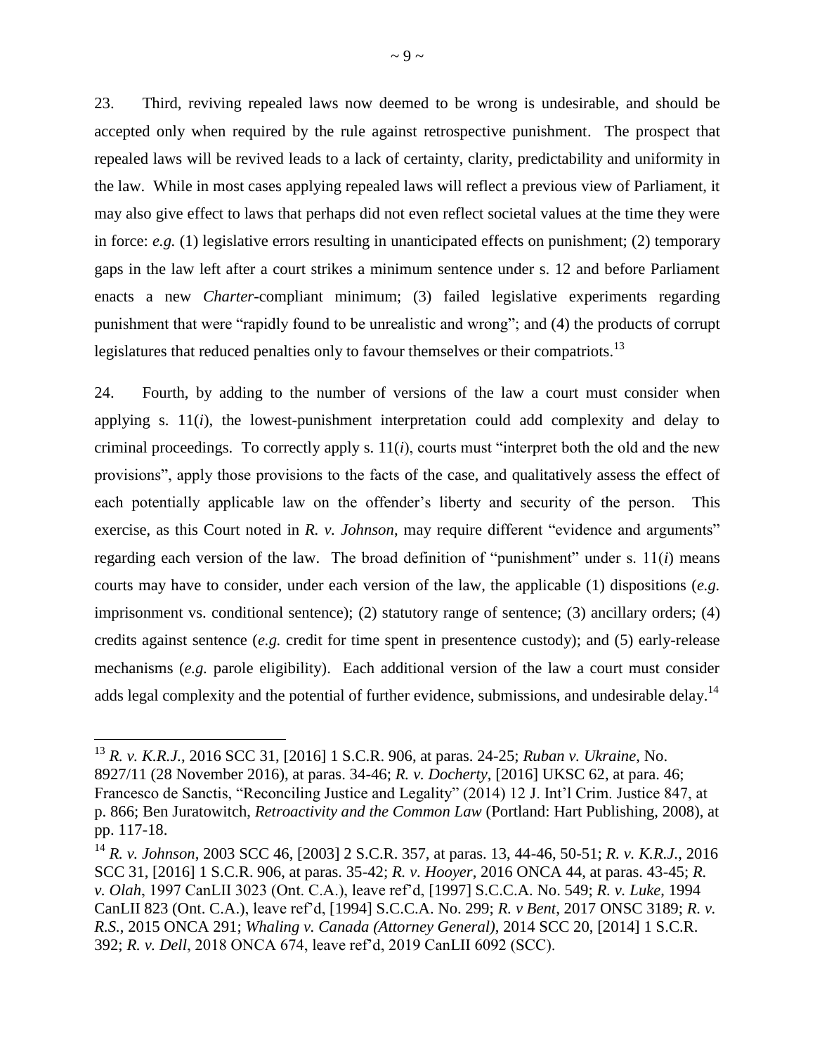23. Third, reviving repealed laws now deemed to be wrong is undesirable, and should be accepted only when required by the rule against retrospective punishment. The prospect that repealed laws will be revived leads to a lack of certainty, clarity, predictability and uniformity in the law. While in most cases applying repealed laws will reflect a previous view of Parliament, it may also give effect to laws that perhaps did not even reflect societal values at the time they were in force: *e.g.* (1) legislative errors resulting in unanticipated effects on punishment; (2) temporary gaps in the law left after a court strikes a minimum sentence under s. 12 and before Parliament enacts a new *Charter*-compliant minimum; (3) failed legislative experiments regarding punishment that were "rapidly found to be unrealistic and wrong"; and (4) the products of corrupt legislatures that reduced penalties only to favour themselves or their compatriots.[13]

24. Fourth, by adding to the number of versions of the law a court must consider when applying s. 11(*i*), the lowest-punishment interpretation could add complexity and delay to criminal proceedings. To correctly apply s. 11(*i*), courts must "interpret both the old and the new provisions", apply those provisions to the facts of the case, and qualitatively assess the effect of each potentially applicable law on the offender's liberty and security of the person. This exercise, as this Court noted in *R. v. Johnson*, may require different "evidence and arguments" regarding each version of the law. The broad definition of "punishment" under s. 11(*i*) means courts may have to consider, under each version of the law, the applicable (1) dispositions (*e.g.* imprisonment vs. conditional sentence); (2) statutory range of sentence; (3) ancillary orders; (4) credits against sentence (*e.g.* credit for time spent in presentence custody); and (5) early-release mechanisms (*e.g.* parole eligibility). Each additional version of the law a court must consider adds legal complexity and the potential of further evidence, submissions, and undesirable delay.[14]

---

[13] *R. v. K.R.J.*, 2016 SCC 31, [2016] 1 S.C.R. 906, at paras. 24-25; *Ruban v. Ukraine*, No. 8927/11 (28 November 2016), at paras. 34-46; *R. v. Docherty*, [2016] UKSC 62, at para. 46; Francesco de Sanctis, "Reconciling Justice and Legality" (2014) 12 J. Int'l Crim. Justice 847, at p. 866; Ben Juratowitch, *Retroactivity and the Common Law* (Portland: Hart Publishing, 2008), at pp. 117-18.

[14] *R. v. Johnson*, 2003 SCC 46, [2003] 2 S.C.R. 357, at paras. 13, 44-46, 50-51; *R. v. K.R.J.*, 2016 SCC 31, [2016] 1 S.C.R. 906, at paras. 35-42; *R. v. Hooyer*, 2016 ONCA 44, at paras. 43-45; *R. v. Olah*, 1997 CanLII 3023 (Ont. C.A.), leave ref'd, [1997] S.C.C.A. No. 549; *R. v. Luke*, 1994 CanLII 823 (Ont. C.A.), leave ref'd, [1994] S.C.C.A. No. 299; *R. v Bent*, 2017 ONSC 3189; *R. v. R.S.*, 2015 ONCA 291; *Whaling v. Canada (Attorney General)*, 2014 SCC 20, [2014] 1 S.C.R. 392; *R. v. Dell*, 2018 ONCA 674, leave ref'd, 2019 CanLII 6092 (SCC).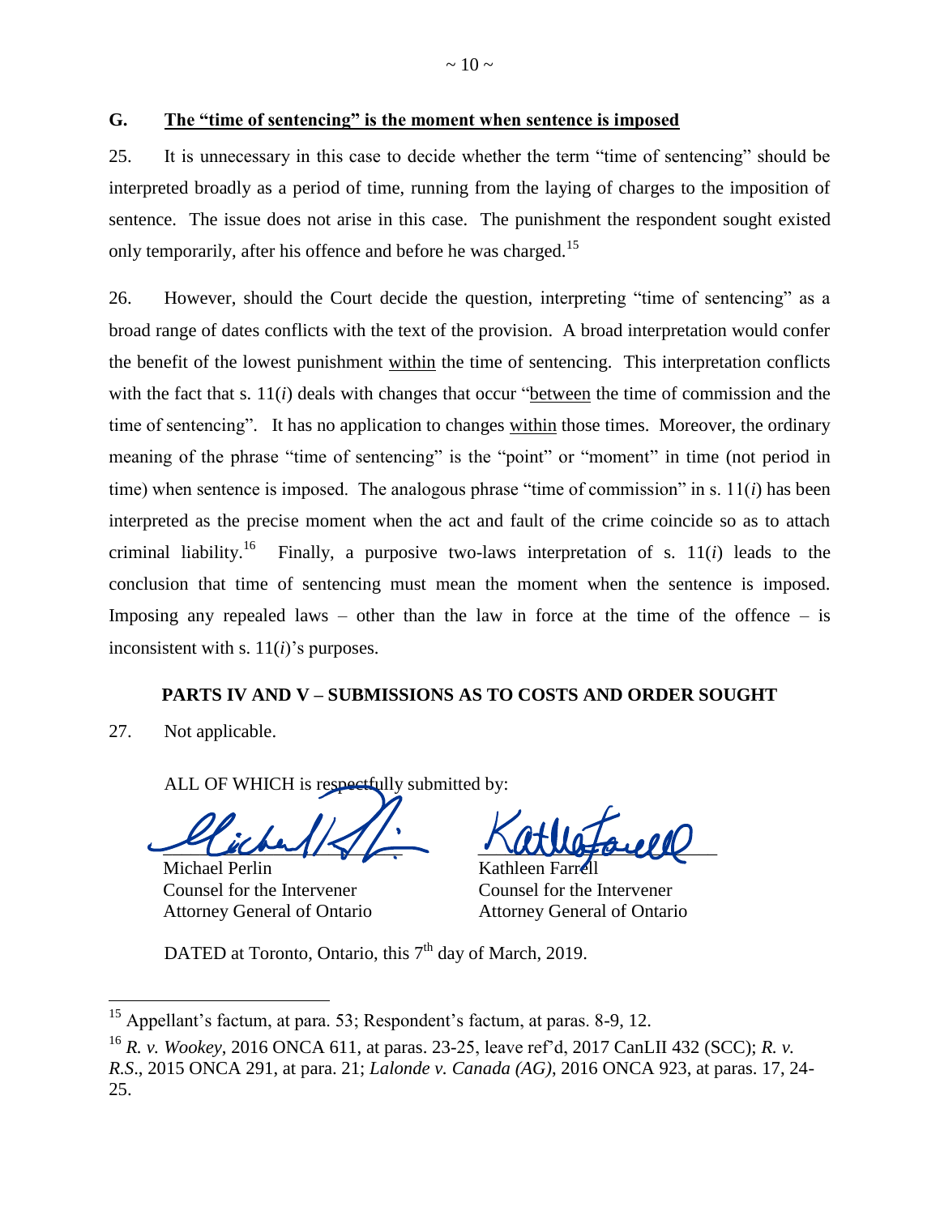## G. The "time of sentencing" is the moment when sentence is imposed

25. It is unnecessary in this case to decide whether the term "time of sentencing" should be interpreted broadly as a period of time, running from the laying of charges to the imposition of sentence. The issue does not arise in this case. The punishment the respondent sought existed only temporarily, after his offence and before he was charged.[15]

26. However, should the Court decide the question, interpreting "time of sentencing" as a broad range of dates conflicts with the text of the provision. A broad interpretation would confer the benefit of the lowest punishment within the time of sentencing. This interpretation conflicts with the fact that s. 11(*i*) deals with changes that occur "between the time of commission and the time of sentencing". It has no application to changes within those times. Moreover, the ordinary meaning of the phrase "time of sentencing" is the "point" or "moment" in time (not period in time) when sentence is imposed. The analogous phrase "time of commission" in s. 11(*i*) has been interpreted as the precise moment when the act and fault of the crime coincide so as to attach criminal liability.[16] Finally, a purposive two-laws interpretation of s. 11(*i*) leads to the conclusion that time of sentencing must mean the moment when the sentence is imposed. Imposing any repealed laws – other than the law in force at the time of the offence – is inconsistent with s. 11(*i*)'s purposes.

### PARTS IV AND V – SUBMISSIONS AS TO COSTS AND ORDER SOUGHT

27. Not applicable.

ALL OF WHICH is respectfully submitted by:

| | |
|---|---|
| Michael Perlin | Kathleen Farrell |
| Counsel for the Intervener | Counsel for the Intervener |
| Attorney General of Ontario | Attorney General of Ontario |

DATED at Toronto, Ontario, this 7th day of March, 2019.

---

[15] Appellant's factum, at para. 53; Respondent's factum, at paras. 8-9, 12.

[16] *R. v. Wookey*, 2016 ONCA 611, at paras. 23-25, leave ref'd, 2017 CanLII 432 (SCC); *R. v. R.S.*, 2015 ONCA 291, at para. 21; *Lalonde v. Canada (AG)*, 2016 ONCA 923, at paras. 17, 24-25.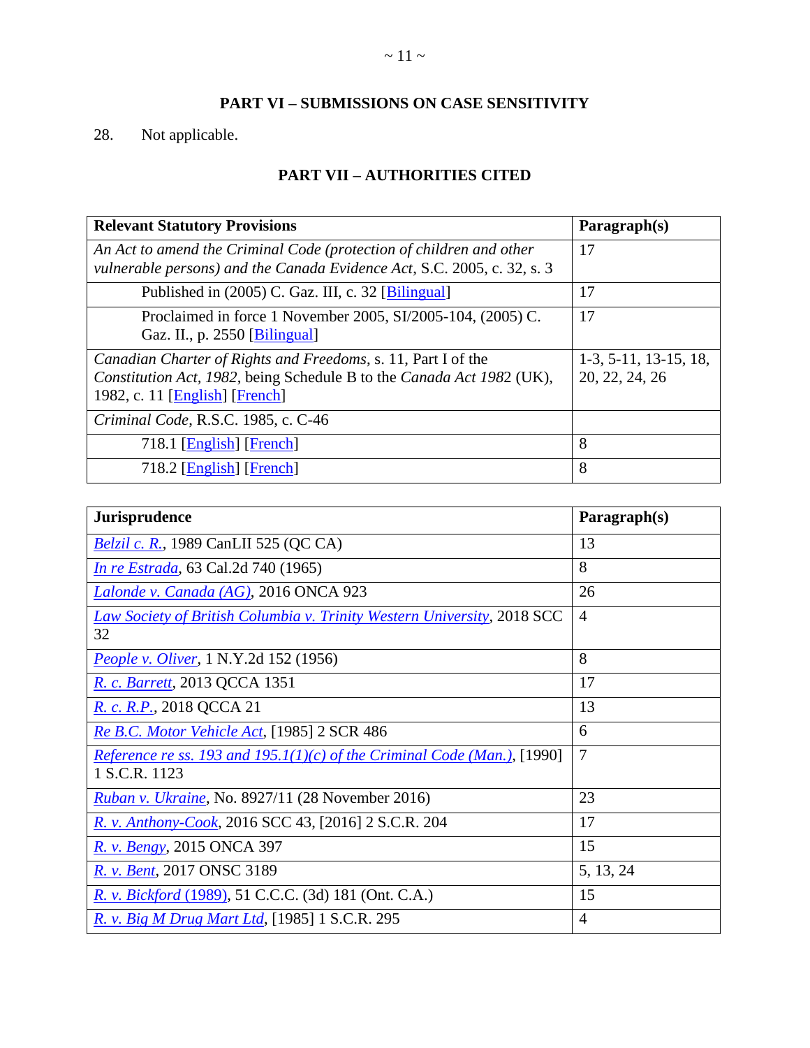## PART VI – SUBMISSIONS ON CASE SENSITIVITY

28. Not applicable.

## PART VII – AUTHORITIES CITED

| **Relevant Statutory Provisions** | **Paragraph(s)** |
|---|---|
| *An Act to amend the Criminal Code (protection of children and other vulnerable persons) and the Canada Evidence Act*, S.C. 2005, c. 32, s. 3 | 17 |
| Published in (2005) C. Gaz. III, c. 32 [Bilingual] | 17 |
| Proclaimed in force 1 November 2005, SI/2005-104, (2005) C. Gaz. II., p. 2550 [Bilingual] | 17 |
| *Canadian Charter of Rights and Freedoms*, s. 11, Part I of the *Constitution Act, 1982*, being Schedule B to the *Canada Act 1982* (UK), 1982, c. 11 [English] [French] | 1-3, 5-11, 13-15, 18, 20, 22, 24, 26 |
| *Criminal Code*, R.S.C. 1985, c. C-46 | |
| 718.1 [English] [French] | 8 |
| 718.2 [English] [French] | 8 |

| **Jurisprudence** | **Paragraph(s)** |
|---|---|
| *Belzil c. R.*, 1989 CanLII 525 (QC CA) | 13 |
| *In re Estrada*, 63 Cal.2d 740 (1965) | 8 |
| *Lalonde v. Canada (AG)*, 2016 ONCA 923 | 26 |
| *Law Society of British Columbia v. Trinity Western University*, 2018 SCC 32 | 4 |
| *People v. Oliver*, 1 N.Y.2d 152 (1956) | 8 |
| *R. c. Barrett*, 2013 QCCA 1351 | 17 |
| *R. c. R.P.*, 2018 QCCA 21 | 13 |
| *Re B.C. Motor Vehicle Act*, [1985] 2 SCR 486 | 6 |
| *Reference re ss. 193 and 195.1(1)(c) of the Criminal Code (Man.)*, [1990] 1 S.C.R. 1123 | 7 |
| *Ruban v. Ukraine*, No. 8927/11 (28 November 2016) | 23 |
| *R. v. Anthony-Cook*, 2016 SCC 43, [2016] 2 S.C.R. 204 | 17 |
| *R. v. Bengy*, 2015 ONCA 397 | 15 |
| *R. v. Bent*, 2017 ONSC 3189 | 5, 13, 24 |
| *R. v. Bickford (1989)*, 51 C.C.C. (3d) 181 (Ont. C.A.) | 15 |
| *R. v. Big M Drug Mart Ltd*, [1985] 1 S.C.R. 295 | 4 |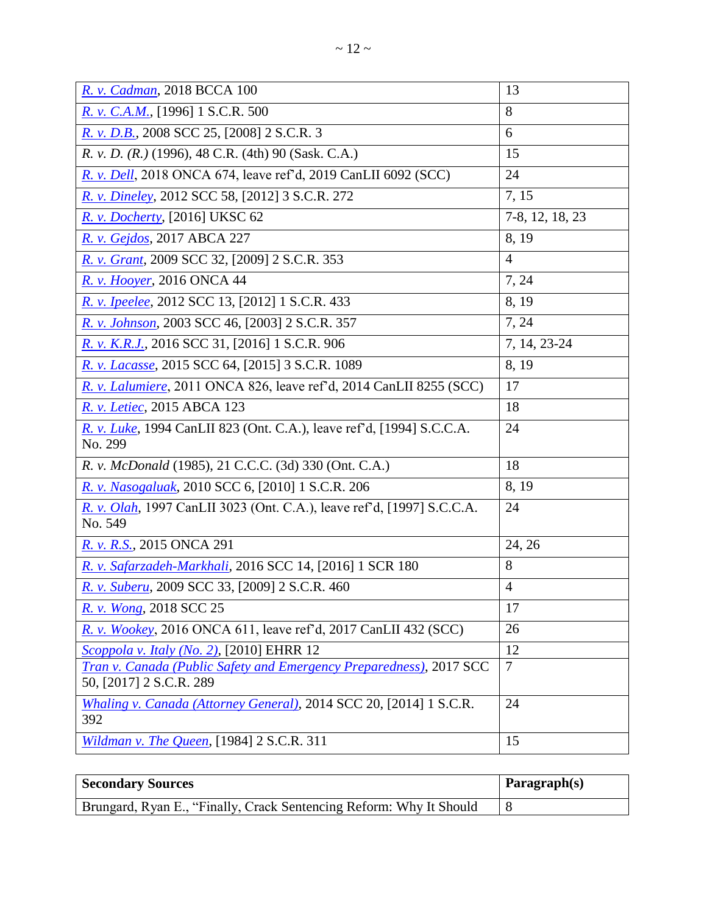| | |
|---|---|
| *R. v. Cadman*, 2018 BCCA 100 | 13 |
| *R. v. C.A.M.*, [1996] 1 S.C.R. 500 | 8 |
| *R. v. D.B.*, 2008 SCC 25, [2008] 2 S.C.R. 3 | 6 |
| *R. v. D. (R.)* (1996), 48 C.R. (4th) 90 (Sask. C.A.) | 15 |
| *R. v. Dell*, 2018 ONCA 674, leave ref'd, 2019 CanLII 6092 (SCC) | 24 |
| *R. v. Dineley*, 2012 SCC 58, [2012] 3 S.C.R. 272 | 7, 15 |
| *R. v. Docherty*, [2016] UKSC 62 | 7-8, 12, 18, 23 |
| *R. v. Gejdos*, 2017 ABCA 227 | 8, 19 |
| *R. v. Grant*, 2009 SCC 32, [2009] 2 S.C.R. 353 | 4 |
| *R. v. Hooyer*, 2016 ONCA 44 | 7, 24 |
| *R. v. Ipeelee*, 2012 SCC 13, [2012] 1 S.C.R. 433 | 8, 19 |
| *R. v. Johnson*, 2003 SCC 46, [2003] 2 S.C.R. 357 | 7, 24 |
| *R. v. K.R.J.*, 2016 SCC 31, [2016] 1 S.C.R. 906 | 7, 14, 23-24 |
| *R. v. Lacasse*, 2015 SCC 64, [2015] 3 S.C.R. 1089 | 8, 19 |
| *R. v. Lalumiere*, 2011 ONCA 826, leave ref'd, 2014 CanLII 8255 (SCC) | 17 |
| *R. v. Letiec*, 2015 ABCA 123 | 18 |
| *R. v. Luke*, 1994 CanLII 823 (Ont. C.A.), leave ref'd, [1994] S.C.C.A. No. 299 | 24 |
| *R. v. McDonald* (1985), 21 C.C.C. (3d) 330 (Ont. C.A.) | 18 |
| *R. v. Nasogaluak*, 2010 SCC 6, [2010] 1 S.C.R. 206 | 8, 19 |
| *R. v. Olah*, 1997 CanLII 3023 (Ont. C.A.), leave ref'd, [1997] S.C.C.A. No. 549 | 24 |
| *R. v. R.S.*, 2015 ONCA 291 | 24, 26 |
| *R. v. Safarzadeh-Markhali*, 2016 SCC 14, [2016] 1 SCR 180 | 8 |
| *R. v. Suberu*, 2009 SCC 33, [2009] 2 S.C.R. 460 | 4 |
| *R. v. Wong*, 2018 SCC 25 | 17 |
| *R. v. Wookey*, 2016 ONCA 611, leave ref'd, 2017 CanLII 432 (SCC) | 26 |
| *Scoppola v. Italy (No. 2)*, [2010] EHRR 12 | 12 |
| *Tran v. Canada (Public Safety and Emergency Preparedness)*, 2017 SCC 50, [2017] 2 S.C.R. 289 | 7 |
| *Whaling v. Canada (Attorney General)*, 2014 SCC 20, [2014] 1 S.C.R. 392 | 24 |
| *Wildman v. The Queen*, [1984] 2 S.C.R. 311 | 15 |

| **Secondary Sources** | **Paragraph(s)** |
|---|---|
| Brungard, Ryan E., "Finally, Crack Sentencing Reform: Why It Should | 8 |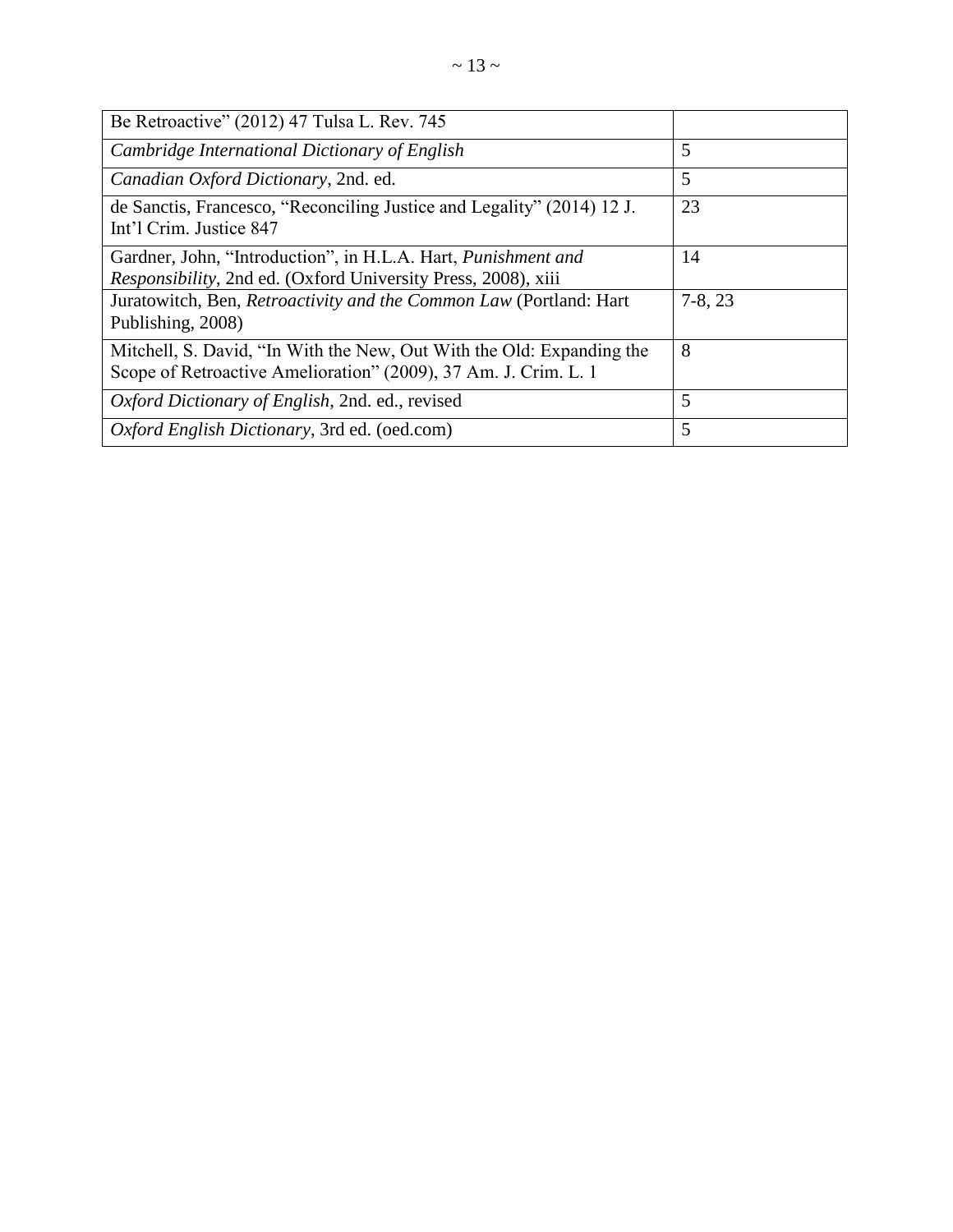| | |
|---|---|
| Be Retroactive" (2012) 47 Tulsa L. Rev. 745 | |
| *Cambridge International Dictionary of English* | 5 |
| *Canadian Oxford Dictionary*, 2nd. ed. | 5 |
| de Sanctis, Francesco, "Reconciling Justice and Legality" (2014) 12 J. Int'l Crim. Justice 847 | 23 |
| Gardner, John, "Introduction", in H.L.A. Hart, *Punishment and Responsibility*, 2nd ed. (Oxford University Press, 2008), xiii | 14 |
| Juratowitch, Ben, *Retroactivity and the Common Law* (Portland: Hart Publishing, 2008) | 7-8, 23 |
| Mitchell, S. David, "In With the New, Out With the Old: Expanding the Scope of Retroactive Amelioration" (2009), 37 Am. J. Crim. L. 1 | 8 |
| *Oxford Dictionary of English*, 2nd. ed., revised | 5 |
| *Oxford English Dictionary*, 3rd ed. (oed.com) | 5 |